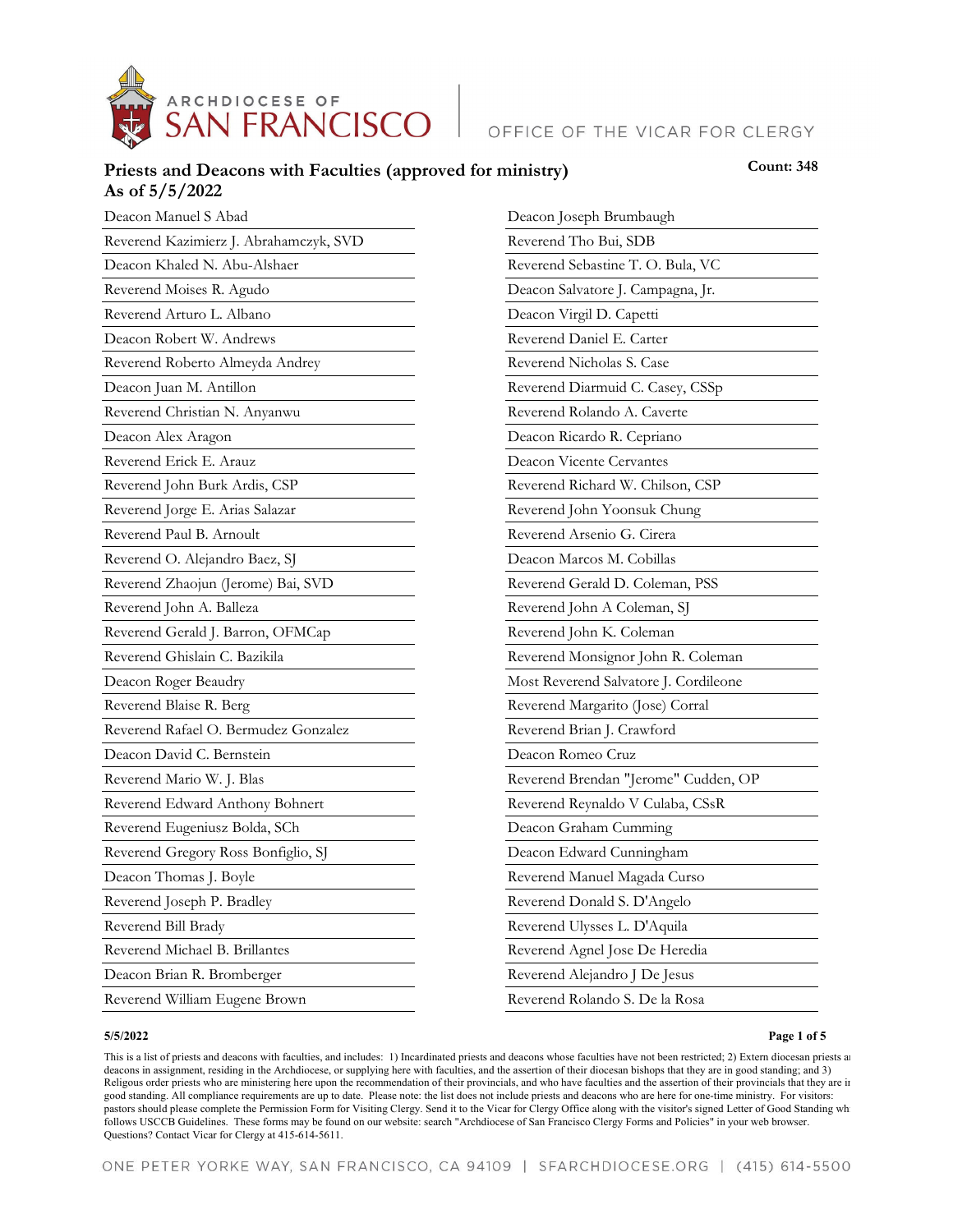ARCHDIOCESE OF SAN FRANCISCO | OFFICE OF THE VICAR FOR CLERGY

## Priests and Deacons with Faculties (approved for ministry)
## As of 5/5/2022

**Count: 348**

Deacon Manuel S Abad
Reverend Kazimierz J. Abrahamczyk, SVD
Deacon Khaled N. Abu-Alshaer
Reverend Moises R. Agudo
Reverend Arturo L. Albano
Deacon Robert W. Andrews
Reverend Roberto Almeyda Andrey
Deacon Juan M. Antillon
Reverend Christian N. Anyanwu
Deacon Alex Aragon
Reverend Erick E. Arauz
Reverend John Burk Ardis, CSP
Reverend Jorge E. Arias Salazar
Reverend Paul B. Arnoult
Reverend O. Alejandro Baez, SJ
Reverend Zhaojun (Jerome) Bai, SVD
Reverend John A. Balleza
Reverend Gerald J. Barron, OFMCap
Reverend Ghislain C. Bazikila
Deacon Roger Beaudry
Reverend Blaise R. Berg
Reverend Rafael O. Bermudez Gonzalez
Deacon David C. Bernstein
Reverend Mario W. J. Blas
Reverend Edward Anthony Bohnert
Reverend Eugeniusz Bolda, SCh
Reverend Gregory Ross Bonfiglio, SJ
Deacon Thomas J. Boyle
Reverend Joseph P. Bradley
Reverend Bill Brady
Reverend Michael B. Brillantes
Deacon Brian R. Bromberger
Reverend William Eugene Brown
Deacon Joseph Brumbaugh
Reverend Tho Bui, SDB
Reverend Sebastine T. O. Bula, VC
Deacon Salvatore J. Campagna, Jr.
Deacon Virgil D. Capetti
Reverend Daniel E. Carter
Reverend Nicholas S. Case
Reverend Diarmuid C. Casey, CSSp
Reverend Rolando A. Caverte
Deacon Ricardo R. Cepriano
Deacon Vicente Cervantes
Reverend Richard W. Chilson, CSP
Reverend John Yoonsuk Chung
Reverend Arsenio G. Cirera
Deacon Marcos M. Cobillas
Reverend Gerald D. Coleman, PSS
Reverend John A Coleman, SJ
Reverend John K. Coleman
Reverend Monsignor John R. Coleman
Most Reverend Salvatore J. Cordileone
Reverend Margarito (Jose) Corral
Reverend Brian J. Crawford
Deacon Romeo Cruz
Reverend Brendan "Jerome" Cudden, OP
Reverend Reynaldo V Culaba, CSsR
Deacon Graham Cumming
Deacon Edward Cunningham
Reverend Manuel Magada Curso
Reverend Donald S. D'Angelo
Reverend Ulysses L. D'Aquila
Reverend Agnel Jose De Heredia
Reverend Alejandro J De Jesus
Reverend Rolando S. De la Rosa

5/5/2022

This is a list of priests and deacons with faculties, and includes: 1) Incardinated priests and deacons whose faculties have not been restricted; 2) Extern diocesan priests and deacons in assignment, residing in the Archdiocese, or supplying here with faculties, and the assertion of their diocesan bishops that they are in good standing; and 3) Religous order priests who are ministering here upon the recommendation of their provincials, and who have faculties and the assertion of their provincials that they are in good standing. All compliance requirements are up to date. Please note: the list does not include priests and deacons who are here for one-time ministry. For visitors: pastors should please complete the Permission Form for Visiting Clergy. Send it to the Vicar for Clergy Office along with the visitor's signed Letter of Good Standing which follows USCCB Guidelines. These forms may be found on our website: search "Archdiocese of San Francisco Clergy Forms and Policies" in your web browser. Questions? Contact Vicar for Clergy at 415-614-5611.

ONE PETER YORKE WAY, SAN FRANCISCO, CA 94109 | SFARCHDIOCESE.ORG | (415) 614-5500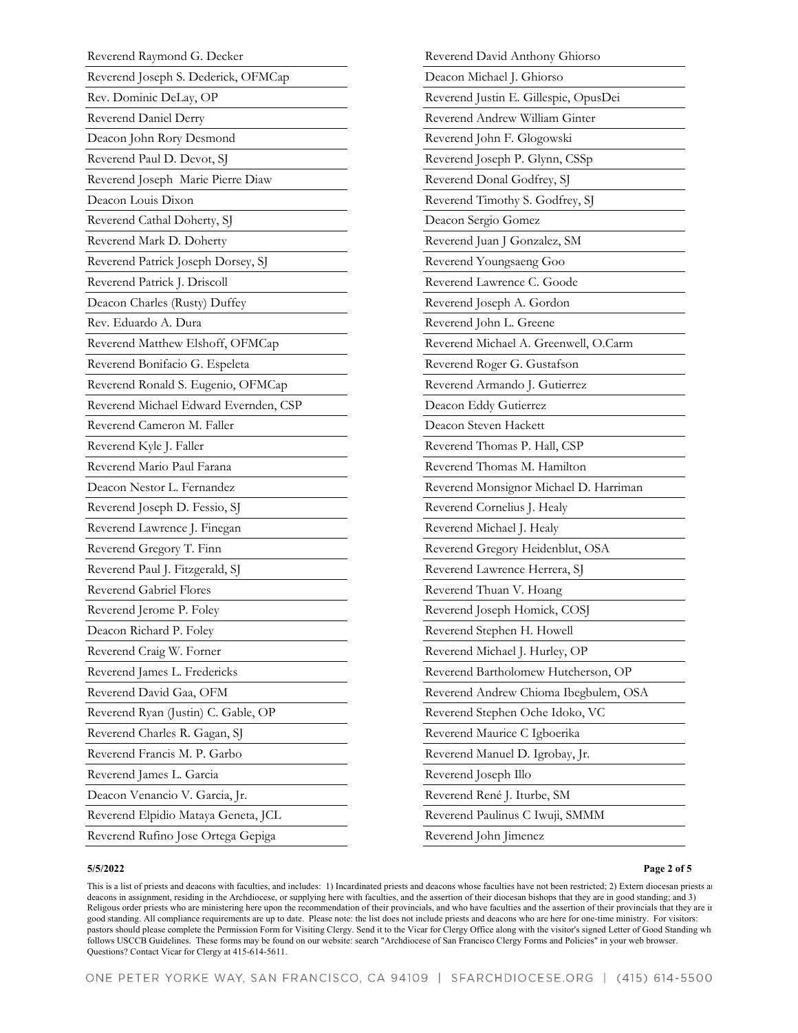Reverend Raymond G. Decker
Reverend Joseph S. Dederick, OFMCap
Rev. Dominic DeLay, OP
Reverend Daniel Derry
Deacon John Rory Desmond
Reverend Paul D. Devot, SJ
Reverend Joseph Marie Pierre Diaw
Deacon Louis Dixon
Reverend Cathal Doherty, SJ
Reverend Mark D. Doherty
Reverend Patrick Joseph Dorsey, SJ
Reverend Patrick J. Driscoll
Deacon Charles (Rusty) Duffey
Rev. Eduardo A. Dura
Reverend Matthew Elshoff, OFMCap
Reverend Bonifacio G. Espeleta
Reverend Ronald S. Eugenio, OFMCap
Reverend Michael Edward Evernden, CSP
Reverend Cameron M. Faller
Reverend Kyle J. Faller
Reverend Mario Paul Farana
Deacon Nestor L. Fernandez
Reverend Joseph D. Fessio, SJ
Reverend Lawrence J. Finegan
Reverend Gregory T. Finn
Reverend Paul J. Fitzgerald, SJ
Reverend Gabriel Flores
Reverend Jerome P. Foley
Deacon Richard P. Foley
Reverend Craig W. Forner
Reverend James L. Fredericks
Reverend David Gaa, OFM
Reverend Ryan (Justin) C. Gable, OP
Reverend Charles R. Gagan, SJ
Reverend Francis M. P. Garbo
Reverend James L. Garcia
Deacon Venancio V. Garcia, Jr.
Reverend Elpidio Mataya Geneta, JCL
Reverend Rufino Jose Ortega Gepiga
Reverend David Anthony Ghiorso
Deacon Michael J. Ghiorso
Reverend Justin E. Gillespie, OpusDei
Reverend Andrew William Ginter
Reverend John F. Glogowski
Reverend Joseph P. Glynn, CSSp
Reverend Donal Godfrey, SJ
Reverend Timothy S. Godfrey, SJ
Deacon Sergio Gomez
Reverend Juan J Gonzalez, SM
Reverend Youngsaeng Goo
Reverend Lawrence C. Goode
Reverend Joseph A. Gordon
Reverend John L. Greene
Reverend Michael A. Greenwell, O.Carm
Reverend Roger G. Gustafson
Reverend Armando J. Gutierrez
Deacon Eddy Gutierrez
Deacon Steven Hackett
Reverend Thomas P. Hall, CSP
Reverend Thomas M. Hamilton
Reverend Monsignor Michael D. Harriman
Reverend Cornelius J. Healy
Reverend Michael J. Healy
Reverend Gregory Heidenblut, OSA
Reverend Lawrence Herrera, SJ
Reverend Thuan V. Hoang
Reverend Joseph Homick, COSJ
Reverend Stephen H. Howell
Reverend Michael J. Hurley, OP
Reverend Bartholomew Hutcherson, OP
Reverend Andrew Chioma Ibegbulem, OSA
Reverend Stephen Oche Idoko, VC
Reverend Maurice C Igboerika
Reverend Manuel D. Igrobay, Jr.
Reverend Joseph Illo
Reverend René J. Iturbe, SM
Reverend Paulinus C Iwuji, SMMM
Reverend John Jimenez

**5/5/2022**

This is a list of priests and deacons with faculties, and includes: 1) Incardinated priests and deacons whose faculties have not been restricted; 2) Extern diocesan priests an deacons in assignment, residing in the Archdiocese, or supplying here with faculties, and the assertion of their diocesan bishops that they are in good standing; and 3) Religous order priests who are ministering here upon the recommendation of their provincials, and who have faculties and the assertion of their provincials that they are in good standing. All compliance requirements are up to date. Please note: the list does not include priests and deacons who are here for one-time ministry. For visitors: pastors should please complete the Permission Form for Visiting Clergy. Send it to the Vicar for Clergy Office along with the visitor's signed Letter of Good Standing wh follows USCCB Guidelines. These forms may be found on our website: search "Archdiocese of San Francisco Clergy Forms and Policies" in your web browser. Questions? Contact Vicar for Clergy at 415-614-5611.

ONE PETER YORKE WAY, SAN FRANCISCO, CA 94109 | SFARCHDIOCESE.ORG | (415) 614-5500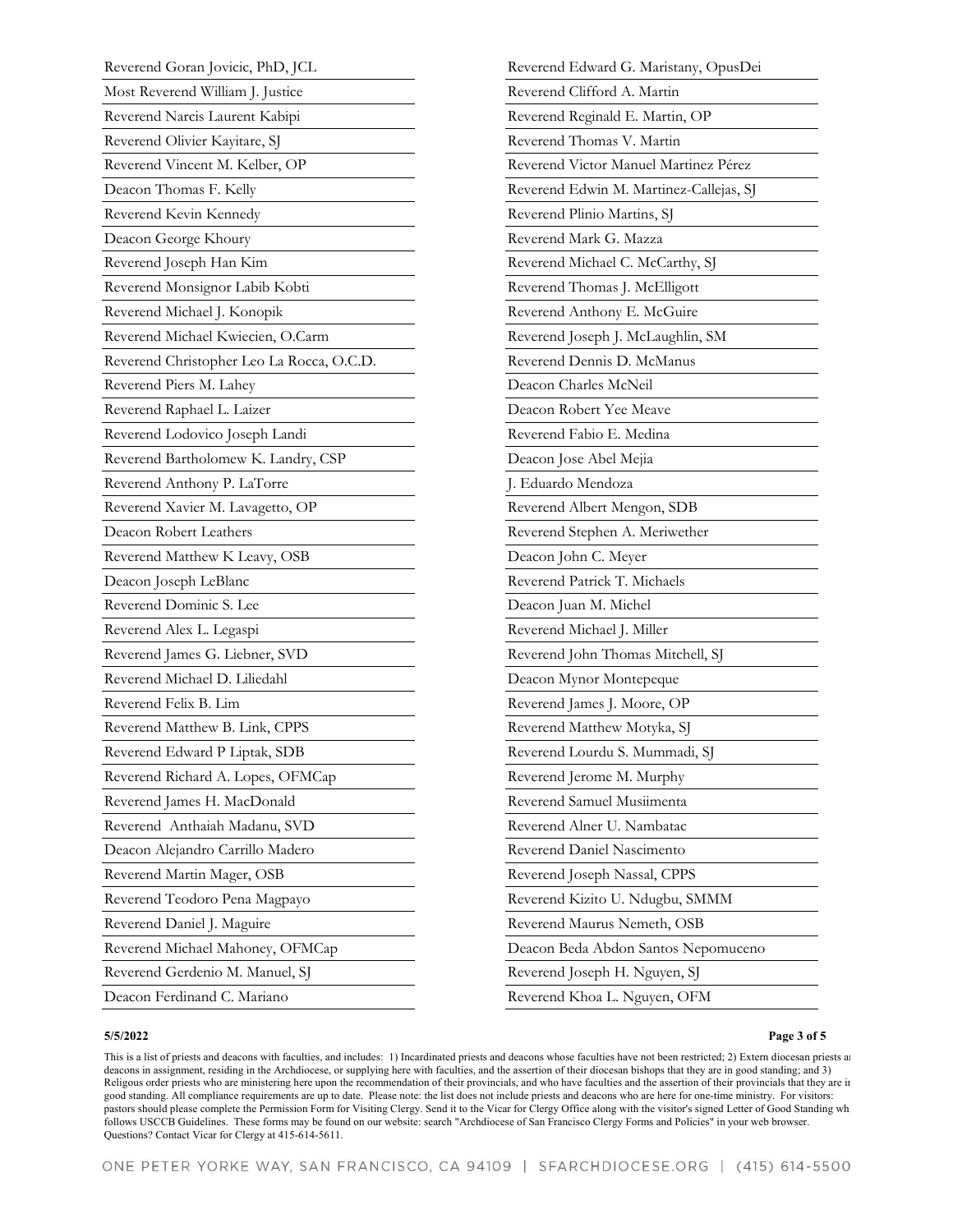Reverend Goran Jovicic, PhD, JCL
Most Reverend William J. Justice
Reverend Narcis Laurent Kabipi
Reverend Olivier Kayitare, SJ
Reverend Vincent M. Kelber, OP
Deacon Thomas F. Kelly
Reverend Kevin Kennedy
Deacon George Khoury
Reverend Joseph Han Kim
Reverend Monsignor Labib Kobti
Reverend Michael J. Konopik
Reverend Michael Kwiecien, O.Carm
Reverend Christopher Leo La Rocca, O.C.D.
Reverend Piers M. Lahey
Reverend Raphael L. Laizer
Reverend Lodovico Joseph Landi
Reverend Bartholomew K. Landry, CSP
Reverend Anthony P. LaTorre
Reverend Xavier M. Lavagetto, OP
Deacon Robert Leathers
Reverend Matthew K Leavy, OSB
Deacon Joseph LeBlanc
Reverend Dominic S. Lee
Reverend Alex L. Legaspi
Reverend James G. Liebner, SVD
Reverend Michael D. Liliedahl
Reverend Felix B. Lim
Reverend Matthew B. Link, CPPS
Reverend Edward P Liptak, SDB
Reverend Richard A. Lopes, OFMCap
Reverend James H. MacDonald
Reverend Anthaiah Madanu, SVD
Deacon Alejandro Carrillo Madero
Reverend Martin Mager, OSB
Reverend Teodoro Pena Magpayo
Reverend Daniel J. Maguire
Reverend Michael Mahoney, OFMCap
Reverend Gerdenio M. Manuel, SJ
Deacon Ferdinand C. Mariano
Reverend Edward G. Maristany, OpusDei
Reverend Clifford A. Martin
Reverend Reginald E. Martin, OP
Reverend Thomas V. Martin
Reverend Victor Manuel Martinez Pérez
Reverend Edwin M. Martinez-Callejas, SJ
Reverend Plinio Martins, SJ
Reverend Mark G. Mazza
Reverend Michael C. McCarthy, SJ
Reverend Thomas J. McElligott
Reverend Anthony E. McGuire
Reverend Joseph J. McLaughlin, SM
Reverend Dennis D. McManus
Deacon Charles McNeil
Deacon Robert Yee Meave
Reverend Fabio E. Medina
Deacon Jose Abel Mejia
J. Eduardo Mendoza
Reverend Albert Mengon, SDB
Reverend Stephen A. Meriwether
Deacon John C. Meyer
Reverend Patrick T. Michaels
Deacon Juan M. Michel
Reverend Michael J. Miller
Reverend John Thomas Mitchell, SJ
Deacon Mynor Montepeque
Reverend James J. Moore, OP
Reverend Matthew Motyka, SJ
Reverend Lourdu S. Mummadi, SJ
Reverend Jerome M. Murphy
Reverend Samuel Musiimenta
Reverend Alner U. Nambatac
Reverend Daniel Nascimento
Reverend Joseph Nassal, CPPS
Reverend Kizito U. Ndugbu, SMMM
Reverend Maurus Nemeth, OSB
Deacon Beda Abdon Santos Nepomuceno
Reverend Joseph H. Nguyen, SJ
Reverend Khoa L. Nguyen, OFM

**5/5/2022**

This is a list of priests and deacons with faculties, and includes: 1) Incardinated priests and deacons whose faculties have not been restricted; 2) Extern diocesan priests an deacons in assignment, residing in the Archdiocese, or supplying here with faculties, and the assertion of their diocesan bishops that they are in good standing; and 3) Religous order priests who are ministering here upon the recommendation of their provincials, and who have faculties and the assertion of their provincials that they are in good standing. All compliance requirements are up to date. Please note: the list does not include priests and deacons who are here for one-time ministry. For visitors: pastors should please complete the Permission Form for Visiting Clergy. Send it to the Vicar for Clergy Office along with the visitor's signed Letter of Good Standing wh follows USCCB Guidelines. These forms may be found on our website: search "Archdiocese of San Francisco Clergy Forms and Policies" in your web browser. Questions? Contact Vicar for Clergy at 415-614-5611.

ONE PETER YORKE WAY, SAN FRANCISCO, CA 94109 | SFARCHDIOCESE.ORG | (415) 614-5500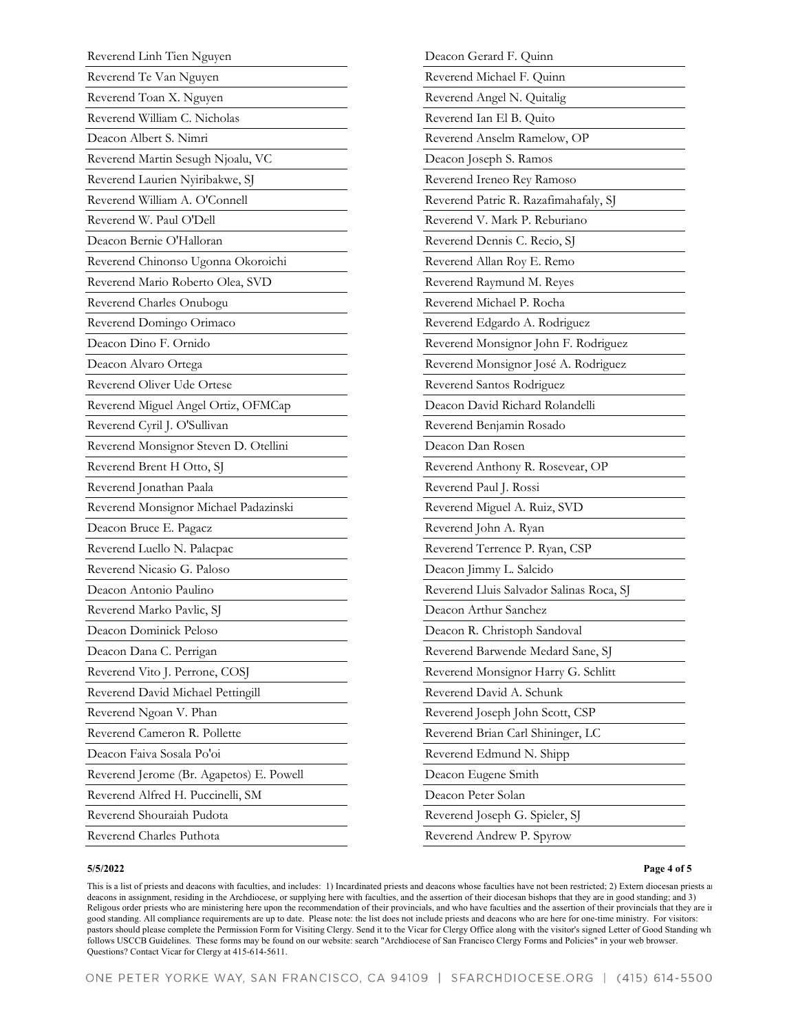Reverend Linh Tien Nguyen
Reverend Te Van Nguyen
Reverend Toan X. Nguyen
Reverend William C. Nicholas
Deacon Albert S. Nimri
Reverend Martin Sesugh Njoalu, VC
Reverend Laurien Nyiribakwe, SJ
Reverend William A. O'Connell
Reverend W. Paul O'Dell
Deacon Bernie O'Halloran
Reverend Chinonso Ugonna Okoroichi
Reverend Mario Roberto Olea, SVD
Reverend Charles Onubogu
Reverend Domingo Orimaco
Deacon Dino F. Ornido
Deacon Alvaro Ortega
Reverend Oliver Ude Ortese
Reverend Miguel Angel Ortiz, OFMCap
Reverend Cyril J. O'Sullivan
Reverend Monsignor Steven D. Otellini
Reverend Brent H Otto, SJ
Reverend Jonathan Paala
Reverend Monsignor Michael Padazinski
Deacon Bruce E. Pagacz
Reverend Luello N. Palacpac
Reverend Nicasio G. Paloso
Deacon Antonio Paulino
Reverend Marko Pavlic, SJ
Deacon Dominick Peloso
Deacon Dana C. Perrigan
Reverend Vito J. Perrone, COSJ
Reverend David Michael Pettingill
Reverend Ngoan V. Phan
Reverend Cameron R. Pollette
Deacon Faiva Sosala Po'oi
Reverend Jerome (Br. Agapetos) E. Powell
Reverend Alfred H. Puccinelli, SM
Reverend Shouraiah Pudota
Reverend Charles Puthota
Deacon Gerard F. Quinn
Reverend Michael F. Quinn
Reverend Angel N. Quitalig
Reverend Ian El B. Quito
Reverend Anselm Ramelow, OP
Deacon Joseph S. Ramos
Reverend Ireneo Rey Ramoso
Reverend Patric R. Razafimahafaly, SJ
Reverend V. Mark P. Reburiano
Reverend Dennis C. Recio, SJ
Reverend Allan Roy E. Remo
Reverend Raymund M. Reyes
Reverend Michael P. Rocha
Reverend Edgardo A. Rodriguez
Reverend Monsignor John F. Rodriguez
Reverend Monsignor José A. Rodriguez
Reverend Santos Rodriguez
Deacon David Richard Rolandelli
Reverend Benjamin Rosado
Deacon Dan Rosen
Reverend Anthony R. Rosevear, OP
Reverend Paul J. Rossi
Reverend Miguel A. Ruiz, SVD
Reverend John A. Ryan
Reverend Terrence P. Ryan, CSP
Deacon Jimmy L. Salcido
Reverend Lluis Salvador Salinas Roca, SJ
Deacon Arthur Sanchez
Deacon R. Christoph Sandoval
Reverend Barwende Medard Sane, SJ
Reverend Monsignor Harry G. Schlitt
Reverend David A. Schunk
Reverend Joseph John Scott, CSP
Reverend Brian Carl Shininger, LC
Reverend Edmund N. Shipp
Deacon Eugene Smith
Deacon Peter Solan
Reverend Joseph G. Spieler, SJ
Reverend Andrew P. Spyrow

5/5/2022

This is a list of priests and deacons with faculties, and includes: 1) Incardinated priests and deacons whose faculties have not been restricted; 2) Extern diocesan priests a deacons in assignment, residing in the Archdiocese, or supplying here with faculties, and the assertion of their diocesan bishops that they are in good standing; and 3) Religous order priests who are ministering here upon the recommendation of their provincials, and who have faculties and the assertion of their provincials that they are i good standing. All compliance requirements are up to date. Please note: the list does not include priests and deacons who are here for one-time ministry. For visitors: pastors should please complete the Permission Form for Visiting Clergy. Send it to the Vicar for Clergy Office along with the visitor's signed Letter of Good Standing wh follows USCCB Guidelines. These forms may be found on our website: search "Archdiocese of San Francisco Clergy Forms and Policies" in your web browser. Questions? Contact Vicar for Clergy at 415-614-5611.

ONE PETER YORKE WAY, SAN FRANCISCO, CA 94109 | SFARCHDIOCESE.ORG | (415) 614-5500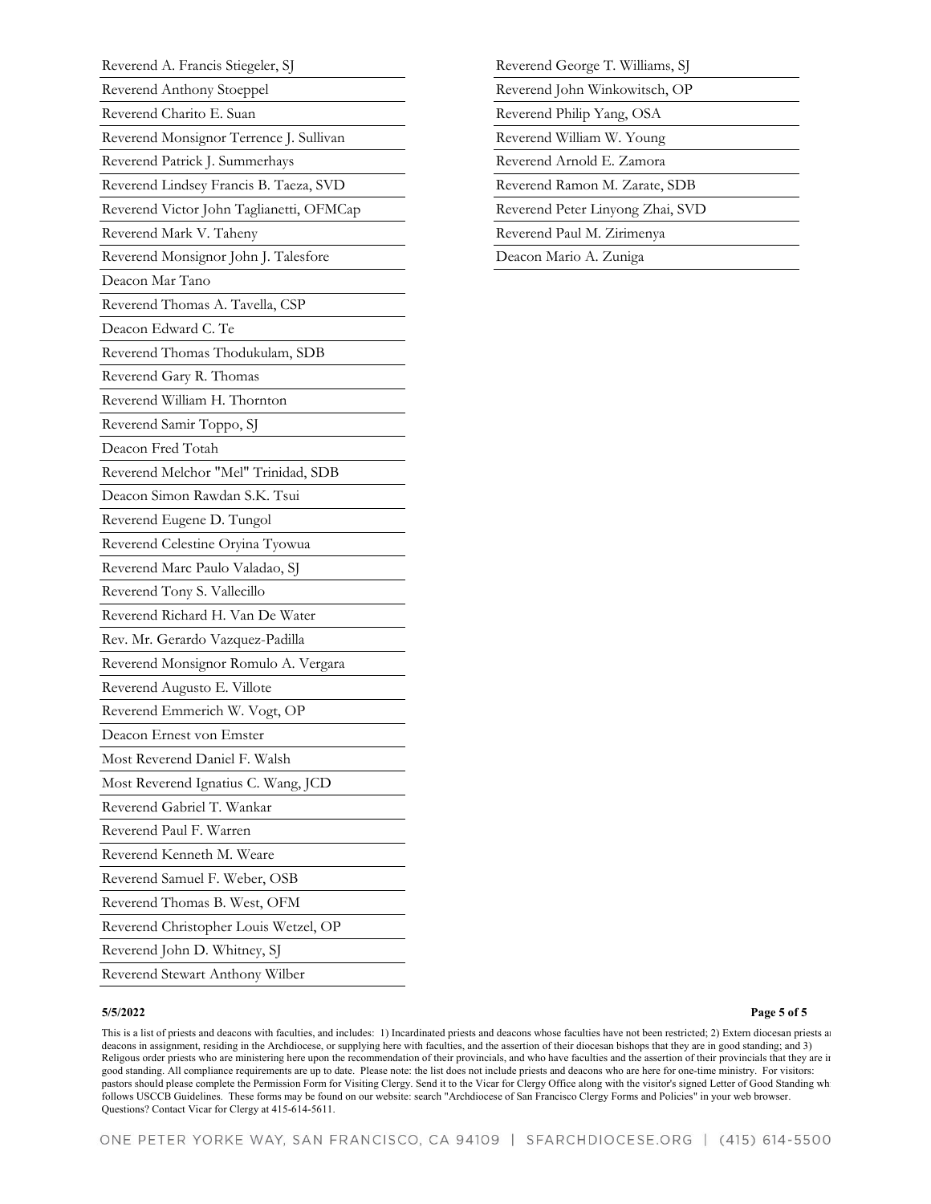| |
|---|
| Reverend A. Francis Stiegeler, SJ |
| Reverend Anthony Stoeppel |
| Reverend Charito E. Suan |
| Reverend Monsignor Terrence J. Sullivan |
| Reverend Patrick J. Summerhays |
| Reverend Lindsey Francis B. Taeza, SVD |
| Reverend Victor John Taglianetti, OFMCap |
| Reverend Mark V. Taheny |
| Reverend Monsignor John J. Talesfore |
| Deacon Mar Tano |
| Reverend Thomas A. Tavella, CSP |
| Deacon Edward C. Te |
| Reverend Thomas Thodukulam, SDB |
| Reverend Gary R. Thomas |
| Reverend William H. Thornton |
| Reverend Samir Toppo, SJ |
| Deacon Fred Totah |
| Reverend Melchor "Mel" Trinidad, SDB |
| Deacon Simon Rawdan S.K. Tsui |
| Reverend Eugene D. Tungol |
| Reverend Celestine Oryina Tyowua |
| Reverend Marc Paulo Valadao, SJ |
| Reverend Tony S. Vallecillo |
| Reverend Richard H. Van De Water |
| Rev. Mr. Gerardo Vazquez-Padilla |
| Reverend Monsignor Romulo A. Vergara |
| Reverend Augusto E. Villote |
| Reverend Emmerich W. Vogt, OP |
| Deacon Ernest von Emster |
| Most Reverend Daniel F. Walsh |
| Most Reverend Ignatius C. Wang, JCD |
| Reverend Gabriel T. Wankar |
| Reverend Paul F. Warren |
| Reverend Kenneth M. Weare |
| Reverend Samuel F. Weber, OSB |
| Reverend Thomas B. West, OFM |
| Reverend Christopher Louis Wetzel, OP |
| Reverend John D. Whitney, SJ |
| Reverend Stewart Anthony Wilber |
| Reverend George T. Williams, SJ |
| Reverend John Winkowitsch, OP |
| Reverend Philip Yang, OSA |
| Reverend William W. Young |
| Reverend Arnold E. Zamora |
| Reverend Ramon M. Zarate, SDB |
| Reverend Peter Linyong Zhai, SVD |
| Reverend Paul M. Zirimenya |
| Deacon Mario A. Zuniga |

**5/5/2022**

This is a list of priests and deacons with faculties, and includes: 1) Incardinated priests and deacons whose faculties have not been restricted; 2) Extern diocesan priests ar deacons in assignment, residing in the Archdiocese, or supplying here with faculties, and the assertion of their diocesan bishops that they are in good standing; and 3) Religous order priests who are ministering here upon the recommendation of their provincials, and who have faculties and the assertion of their provincials that they are in good standing. All compliance requirements are up to date. Please note: the list does not include priests and deacons who are here for one-time ministry. For visitors: pastors should please complete the Permission Form for Visiting Clergy. Send it to the Vicar for Clergy Office along with the visitor's signed Letter of Good Standing wh follows USCCB Guidelines. These forms may be found on our website: search "Archdiocese of San Francisco Clergy Forms and Policies" in your web browser. Questions? Contact Vicar for Clergy at 415-614-5611.

ONE PETER YORKE WAY, SAN FRANCISCO, CA 94109 | SFARCHDIOCESE.ORG | (415) 614-5500